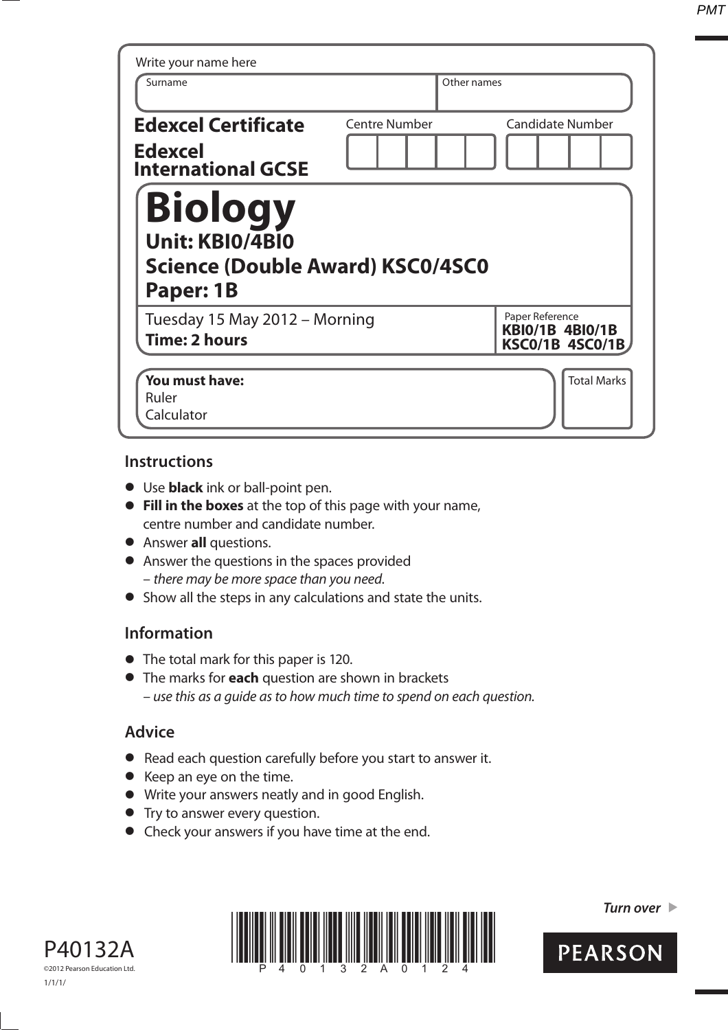Write your name here

| Surname | Other names |
|---|---|
| | |

**Edexcel Certificate**

**Edexcel International GCSE**

Centre Number | Candidate Number

# Biology

## Unit: KBI0/4BI0

## Science (Double Award) KSC0/4SC0

## Paper: 1B

Tuesday 15 May 2012 – Morning

**Time: 2 hours**

Paper Reference
**KBI0/1B 4BI0/1B**
**KSC0/1B 4SC0/1B**

**You must have:**
Ruler
Calculator

Total Marks

### Instructions

- Use **black** ink or ball-point pen.
- **Fill in the boxes** at the top of this page with your name, centre number and candidate number.
- Answer **all** questions.
- Answer the questions in the spaces provided – *there may be more space than you need.*
- Show all the steps in any calculations and state the units.

### Information

- The total mark for this paper is 120.
- The marks for **each** question are shown in brackets – *use this as a guide as to how much time to spend on each question.*

### Advice

- Read each question carefully before you start to answer it.
- Keep an eye on the time.
- Write your answers neatly and in good English.
- Try to answer every question.
- Check your answers if you have time at the end.

P40132A

©2012 Pearson Education Ltd.

1/1/1/

*Turn over*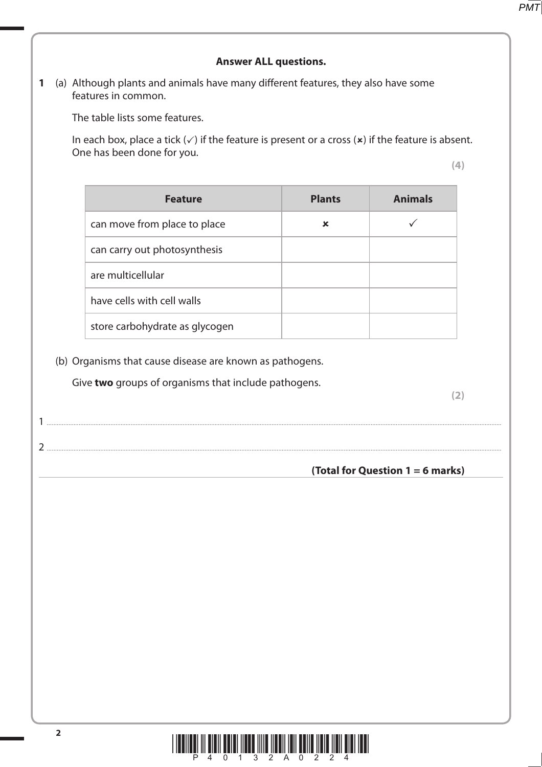**Answer ALL questions.**

**1** (a) Although plants and animals have many different features, they also have some features in common.

The table lists some features.

In each box, place a tick (✓) if the feature is present or a cross (✗) if the feature is absent. One has been done for you.

**(4)**

| Feature | Plants | Animals |
|---|---|---|
| can move from place to place | ✗ | ✓ |
| can carry out photosynthesis | | |
| are multicellular | | |
| have cells with cell walls | | |
| store carbohydrate as glycogen | | |

(b) Organisms that cause disease are known as pathogens.

Give **two** groups of organisms that include pathogens.

**(2)**

1 ..............................................................................................................................................

2 ..............................................................................................................................................

**(Total for Question 1 = 6 marks)**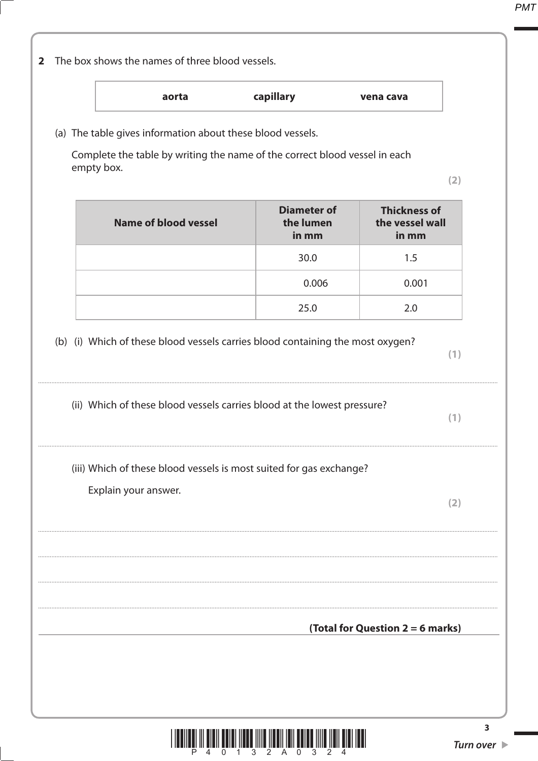**2** The box shows the names of three blood vessels.

| aorta | capillary | vena cava |
|---|---|---|

(a) The table gives information about these blood vessels.

Complete the table by writing the name of the correct blood vessel in each empty box.

**(2)**

| Name of blood vessel | Diameter of the lumen in mm | Thickness of the vessel wall in mm |
|---|---|---|
| | 30.0 | 1.5 |
| | 0.006 | 0.001 |
| | 25.0 | 2.0 |

(b) (i) Which of these blood vessels carries blood containing the most oxygen?

**(1)**

..............................................................................................................................................

(ii) Which of these blood vessels carries blood at the lowest pressure?

**(1)**

..............................................................................................................................................

(iii) Which of these blood vessels is most suited for gas exchange?

Explain your answer.

**(2)**

..............................................................................................................................................

..............................................................................................................................................

..............................................................................................................................................

..............................................................................................................................................

**(Total for Question 2 = 6 marks)**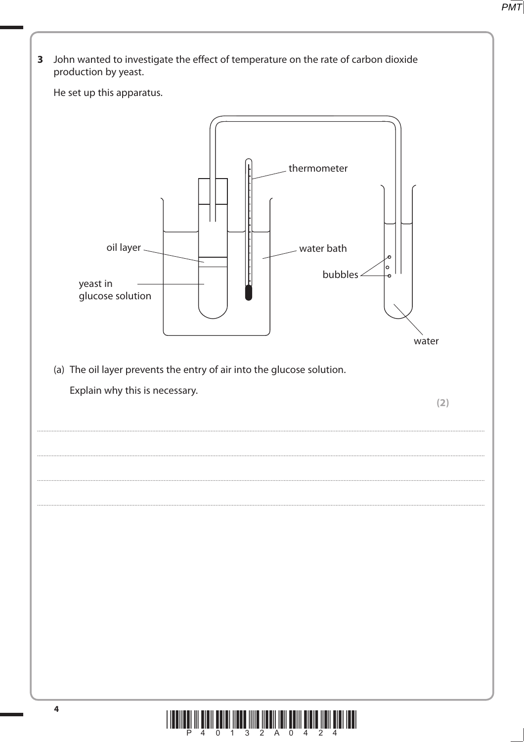**3** John wanted to investigate the effect of temperature on the rate of carbon dioxide production by yeast.

He set up this apparatus.

(a) The oil layer prevents the entry of air into the glucose solution.

Explain why this is necessary.

**(2)**

..........................................................................................................................................................................................................

..........................................................................................................................................................................................................

..........................................................................................................................................................................................................

..........................................................................................................................................................................................................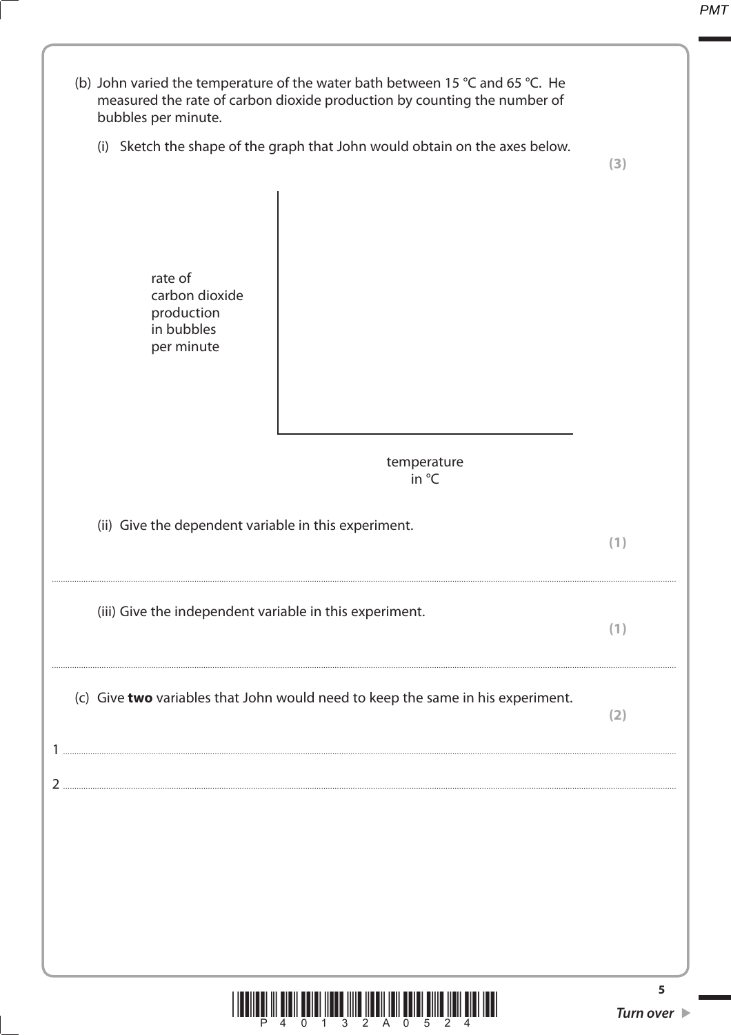(b) John varied the temperature of the water bath between 15 °C and 65 °C. He measured the rate of carbon dioxide production by counting the number of bubbles per minute.

(i) Sketch the shape of the graph that John would obtain on the axes below. **(3)**

rate of carbon dioxide production in bubbles per minute

temperature in °C

(ii) Give the dependent variable in this experiment. **(1)**

..............................................................................................................................................

(iii) Give the independent variable in this experiment. **(1)**

..............................................................................................................................................

(c) Give **two** variables that John would need to keep the same in his experiment. **(2)**

1 ..............................................................................................................................................

2 ..............................................................................................................................................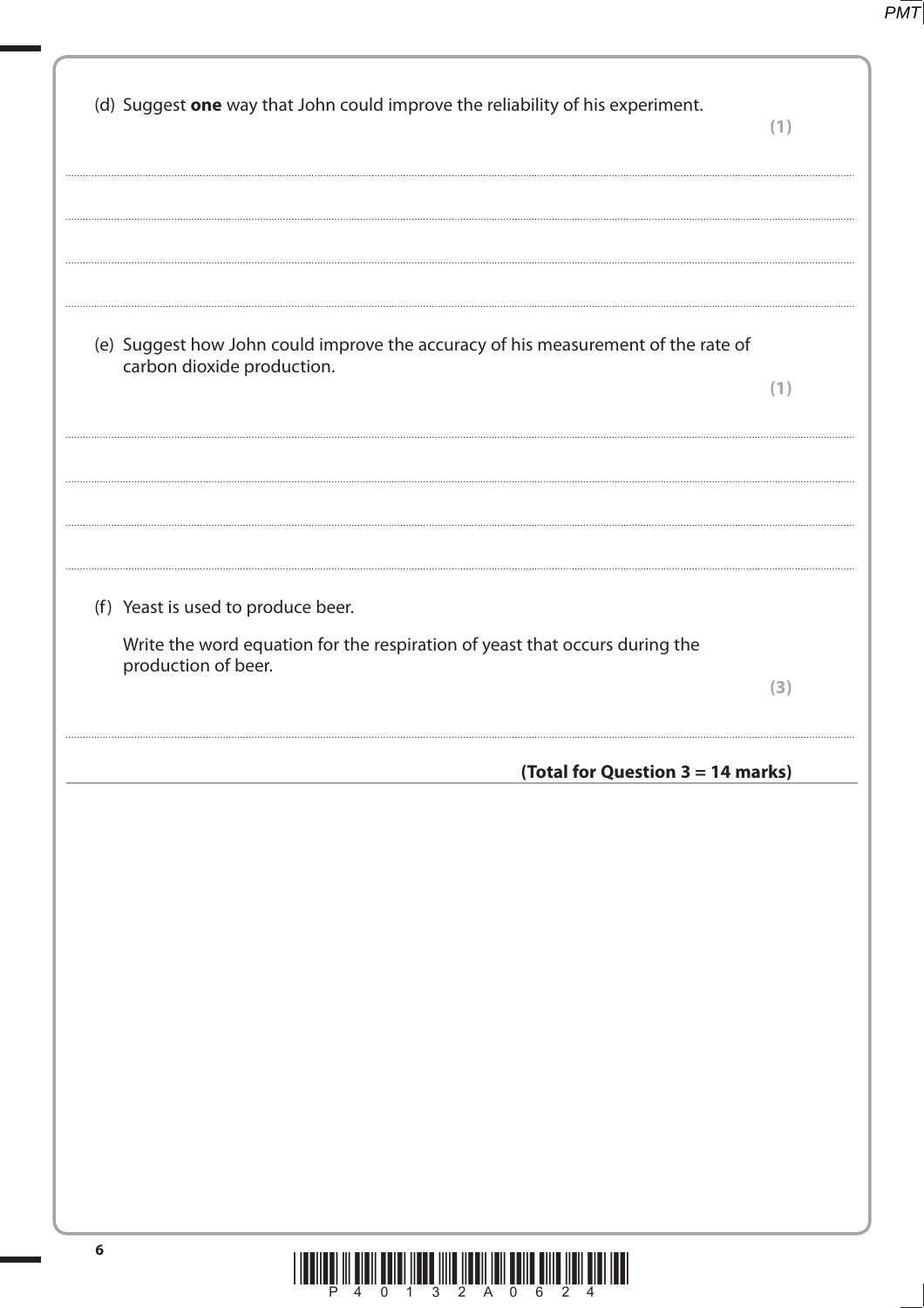(d) Suggest **one** way that John could improve the reliability of his experiment. **(1)**

.................................................................................................................................................

.................................................................................................................................................

.................................................................................................................................................

(e) Suggest how John could improve the accuracy of his measurement of the rate of carbon dioxide production. **(1)**

.................................................................................................................................................

.................................................................................................................................................

.................................................................................................................................................

(f) Yeast is used to produce beer.

Write the word equation for the respiration of yeast that occurs during the production of beer. **(3)**

.................................................................................................................................................

**(Total for Question 3 = 14 marks)**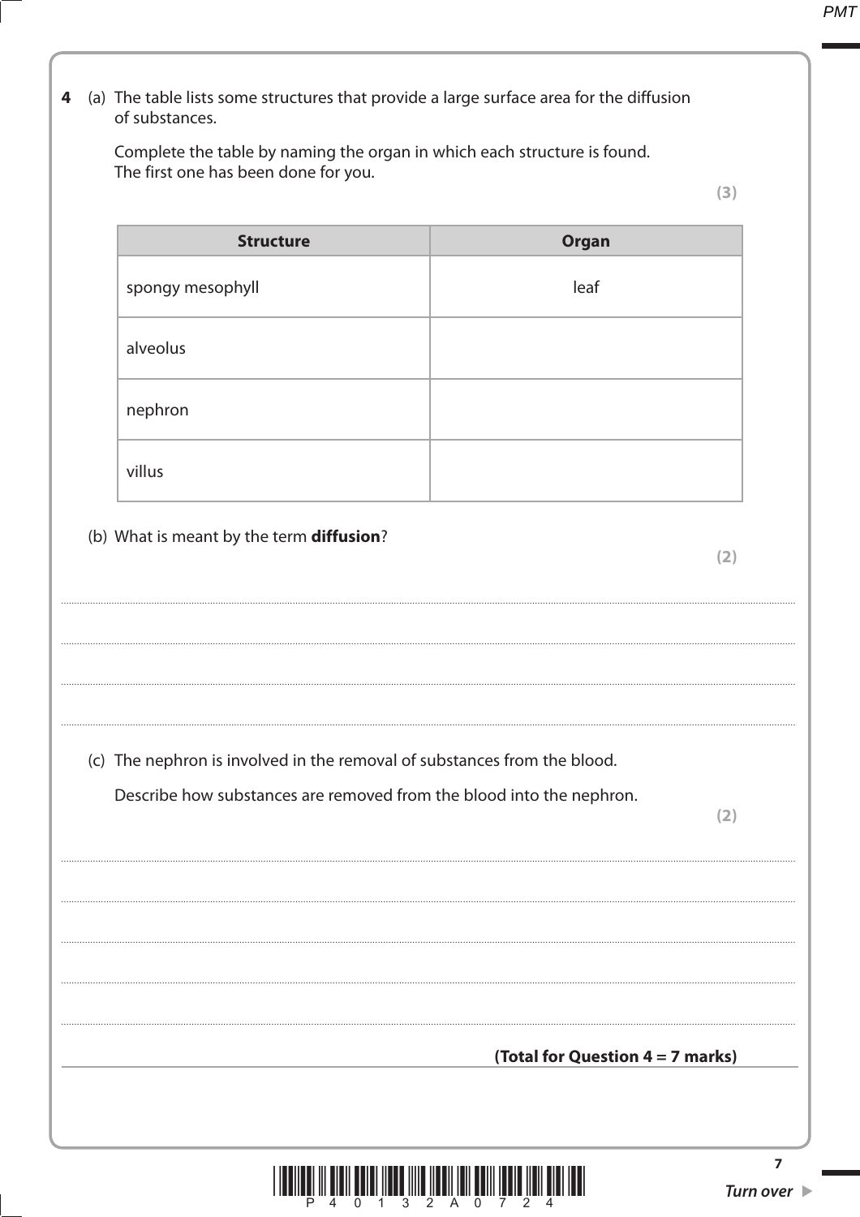**4** (a) The table lists some structures that provide a large surface area for the diffusion of substances.

Complete the table by naming the organ in which each structure is found. The first one has been done for you.

**(3)**

| Structure | Organ |
|---|---|
| spongy mesophyll | leaf |
| alveolus | |
| nephron | |
| villus | |

(b) What is meant by the term **diffusion**?

**(2)**

.......................................................................................................................................................................................

.......................................................................................................................................................................................

.......................................................................................................................................................................................

.......................................................................................................................................................................................

(c) The nephron is involved in the removal of substances from the blood.

Describe how substances are removed from the blood into the nephron.

**(2)**

.......................................................................................................................................................................................

.......................................................................................................................................................................................

.......................................................................................................................................................................................

.......................................................................................................................................................................................

.......................................................................................................................................................................................

**(Total for Question 4 = 7 marks)**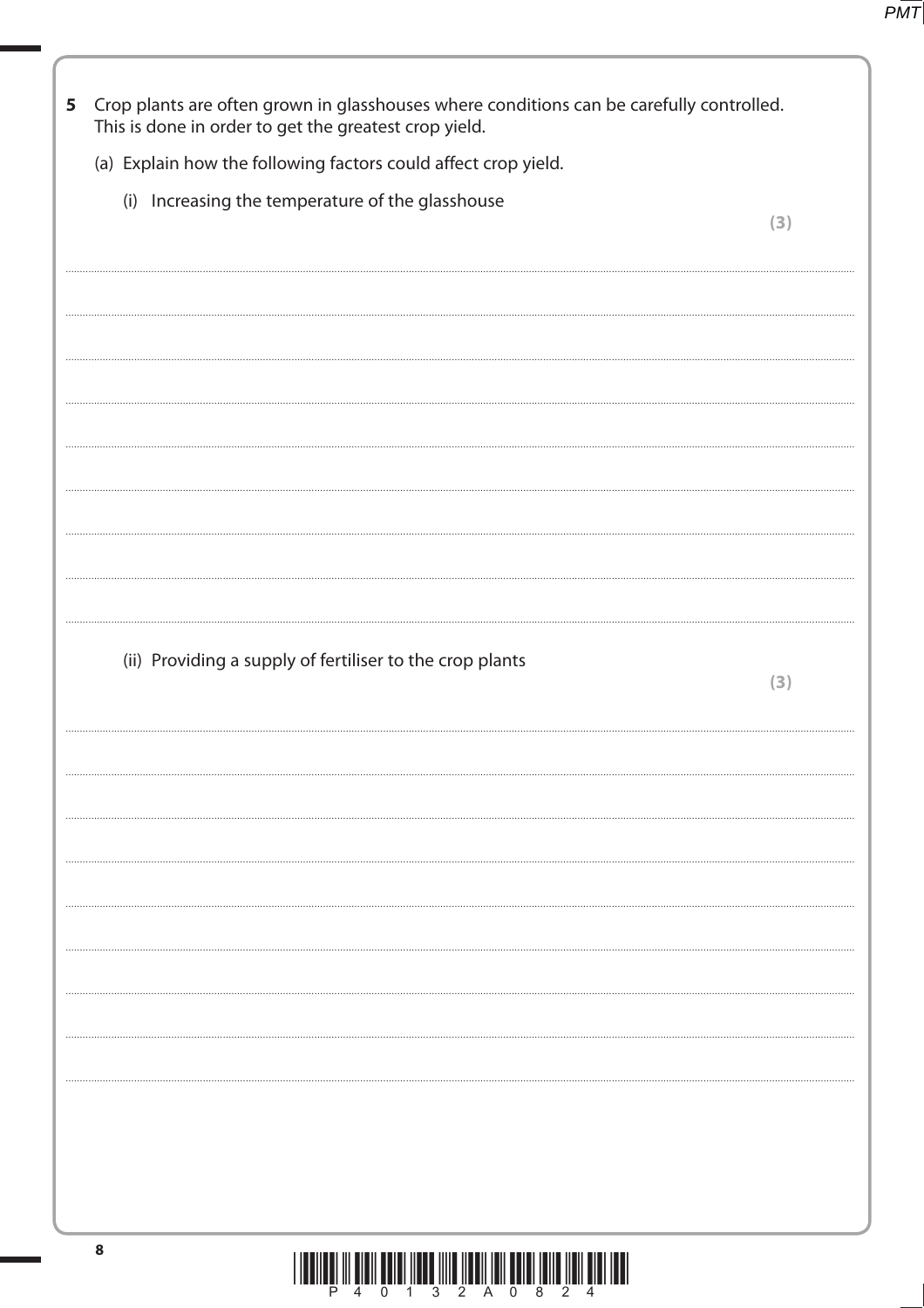**5** Crop plants are often grown in glasshouses where conditions can be carefully controlled. This is done in order to get the greatest crop yield.

(a) Explain how the following factors could affect crop yield.

(i) Increasing the temperature of the glasshouse **(3)**

..............................................................................................................................................

..............................................................................................................................................

..............................................................................................................................................

..............................................................................................................................................

..............................................................................................................................................

..............................................................................................................................................

..............................................................................................................................................

..............................................................................................................................................

(ii) Providing a supply of fertiliser to the crop plants **(3)**

..............................................................................................................................................

..............................................................................................................................................

..............................................................................................................................................

..............................................................................................................................................

..............................................................................................................................................

..............................................................................................................................................

..............................................................................................................................................

..............................................................................................................................................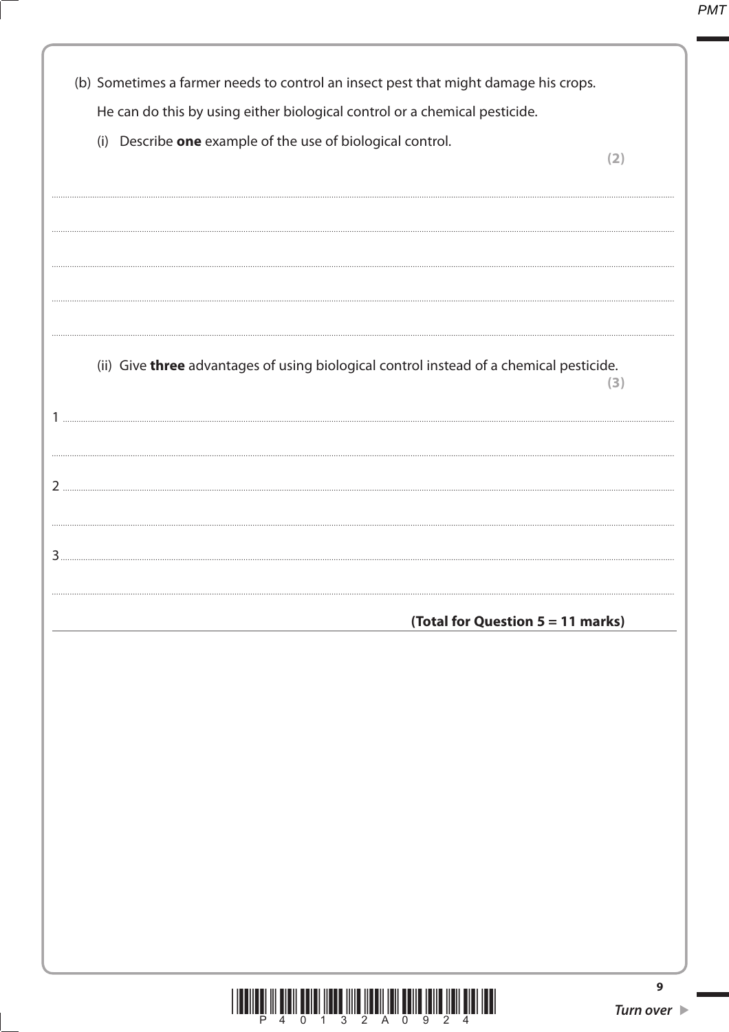(b) Sometimes a farmer needs to control an insect pest that might damage his crops.

He can do this by using either biological control or a chemical pesticide.

(i) Describe **one** example of the use of biological control.

**(2)**

..............................................................................................................................................

..............................................................................................................................................

..............................................................................................................................................

..............................................................................................................................................

(ii) Give **three** advantages of using biological control instead of a chemical pesticide.

**(3)**

1 ..............................................................................................................................................

..............................................................................................................................................

2 ..............................................................................................................................................

..............................................................................................................................................

3 ..............................................................................................................................................

..............................................................................................................................................

**(Total for Question 5 = 11 marks)**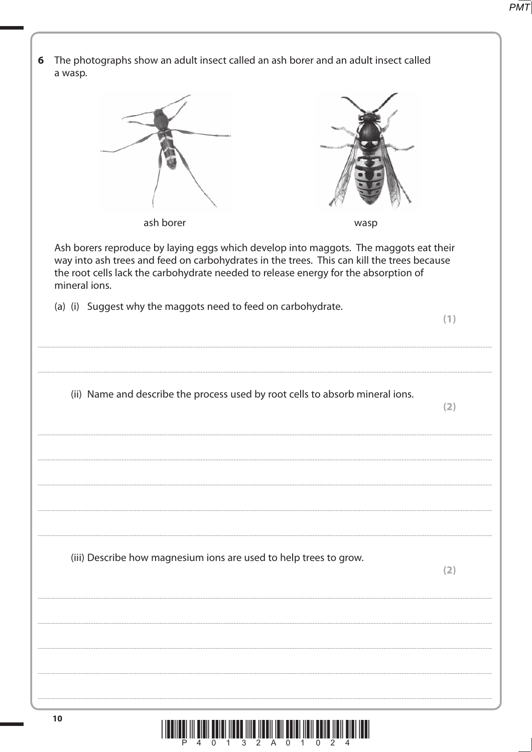**6** The photographs show an adult insect called an ash borer and an adult insect called a wasp.

ash borer

wasp

Ash borers reproduce by laying eggs which develop into maggots. The maggots eat their way into ash trees and feed on carbohydrates in the trees. This can kill the trees because the root cells lack the carbohydrate needed to release energy for the absorption of mineral ions.

(a) (i) Suggest why the maggots need to feed on carbohydrate. **(1)**

..........................................................................................................................................

..........................................................................................................................................

(ii) Name and describe the process used by root cells to absorb mineral ions. **(2)**

..........................................................................................................................................

..........................................................................................................................................

..........................................................................................................................................

..........................................................................................................................................

(iii) Describe how magnesium ions are used to help trees to grow. **(2)**

..........................................................................................................................................

..........................................................................................................................................

..........................................................................................................................................

..........................................................................................................................................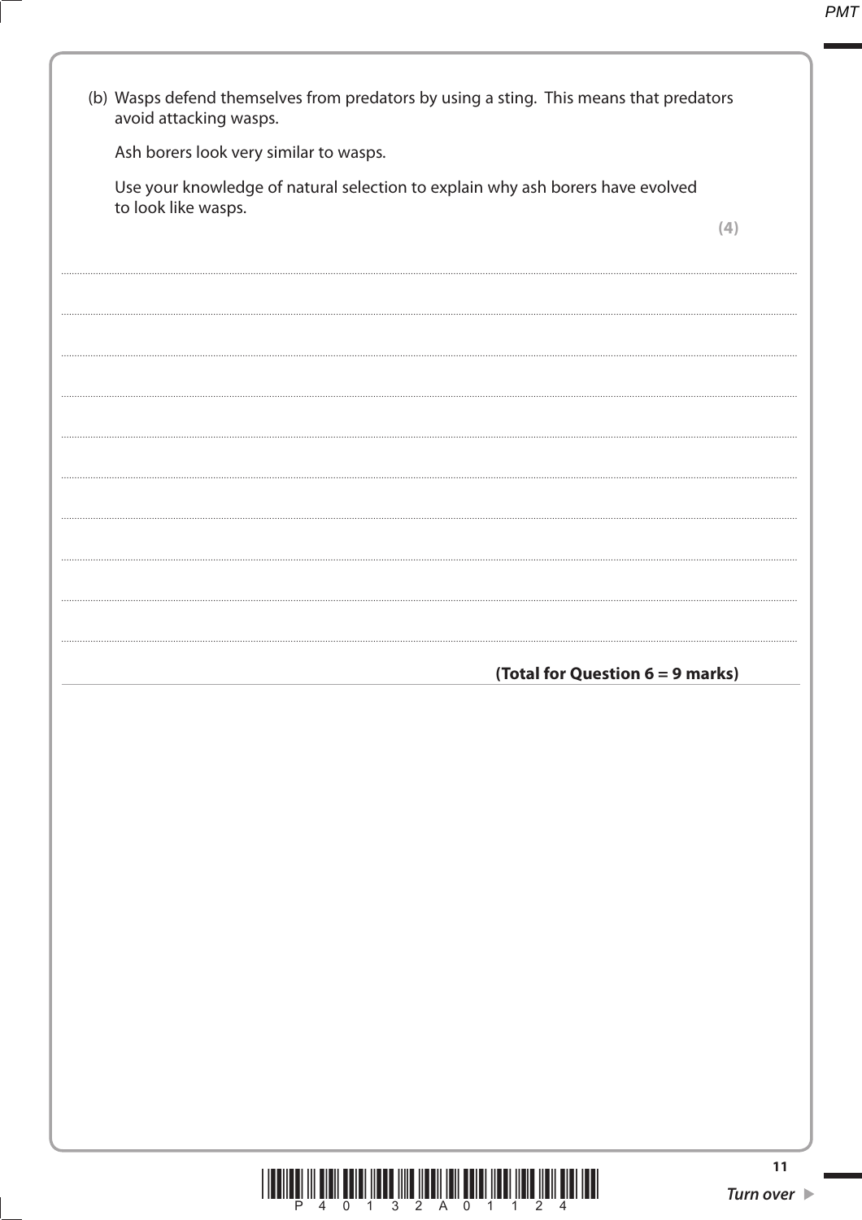(b) Wasps defend themselves from predators by using a sting. This means that predators avoid attacking wasps.

Ash borers look very similar to wasps.

Use your knowledge of natural selection to explain why ash borers have evolved to look like wasps.

**(4)**

.......................................................................................................................................................................................................................

.......................................................................................................................................................................................................................

.......................................................................................................................................................................................................................

.......................................................................................................................................................................................................................

.......................................................................................................................................................................................................................

.......................................................................................................................................................................................................................

.......................................................................................................................................................................................................................

.......................................................................................................................................................................................................................

.......................................................................................................................................................................................................................

**(Total for Question 6 = 9 marks)**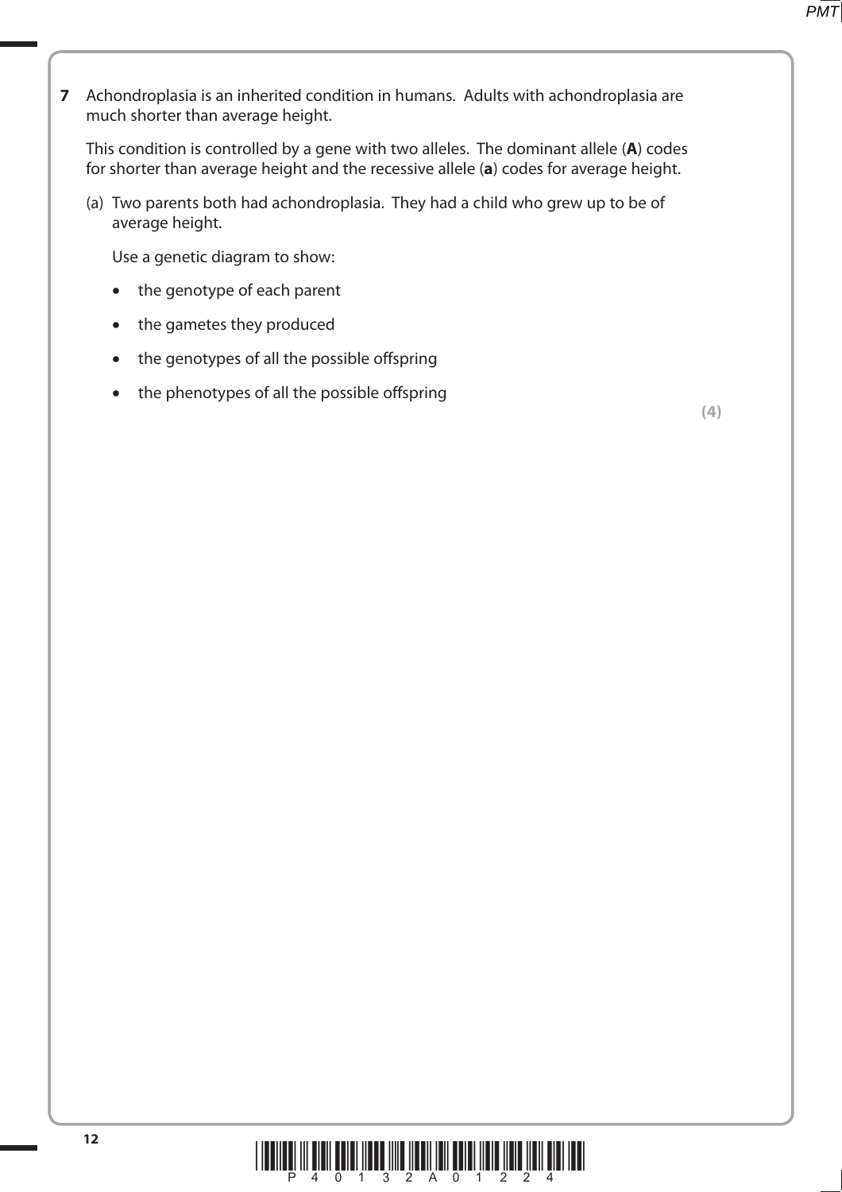**7** Achondroplasia is an inherited condition in humans. Adults with achondroplasia are much shorter than average height.

This condition is controlled by a gene with two alleles. The dominant allele (**A**) codes for shorter than average height and the recessive allele (**a**) codes for average height.

(a) Two parents both had achondroplasia. They had a child who grew up to be of average height.

Use a genetic diagram to show:

- the genotype of each parent
- the gametes they produced
- the genotypes of all the possible offspring
- the phenotypes of all the possible offspring

**(4)**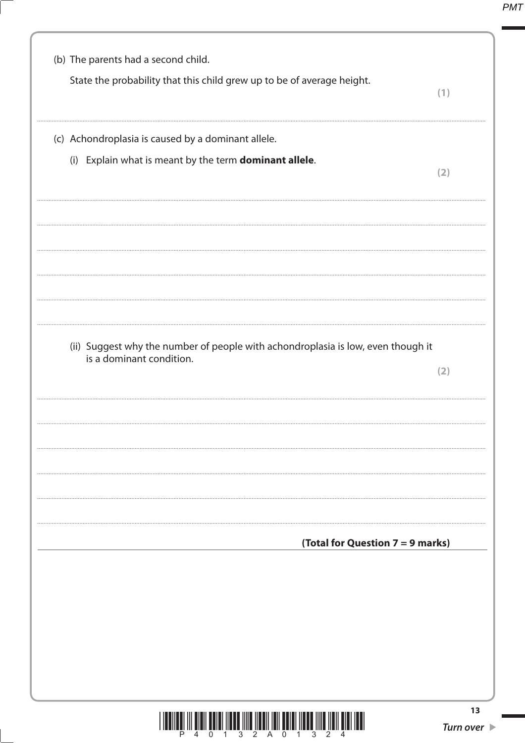(b) The parents had a second child.

State the probability that this child grew up to be of average height.

**(1)**

..............................................................................................................................................

(c) Achondroplasia is caused by a dominant allele.

(i) Explain what is meant by the term **dominant allele**.

**(2)**

..............................................................................................................................................

..............................................................................................................................................

..............................................................................................................................................

..............................................................................................................................................

..............................................................................................................................................

(ii) Suggest why the number of people with achondroplasia is low, even though it is a dominant condition.

**(2)**

..............................................................................................................................................

..............................................................................................................................................

..............................................................................................................................................

..............................................................................................................................................

..............................................................................................................................................

**(Total for Question 7 = 9 marks)**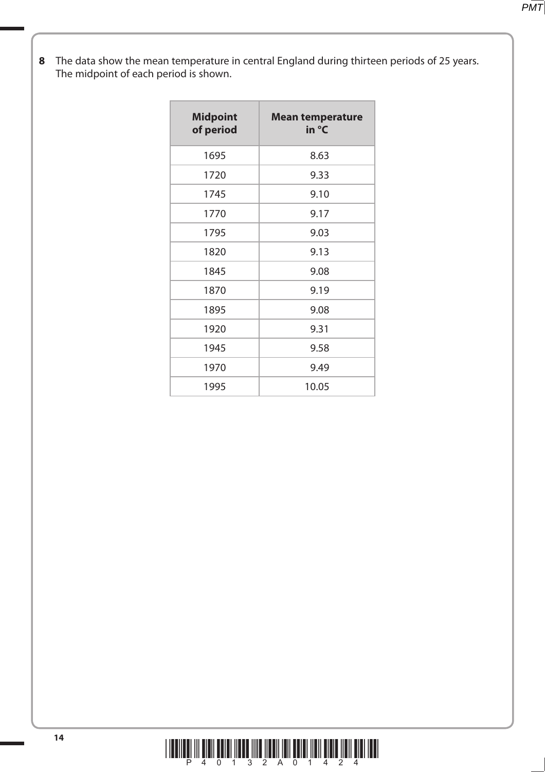**8** The data show the mean temperature in central England during thirteen periods of 25 years. The midpoint of each period is shown.

| Midpoint of period | Mean temperature in °C |
|---|---|
| 1695 | 8.63 |
| 1720 | 9.33 |
| 1745 | 9.10 |
| 1770 | 9.17 |
| 1795 | 9.03 |
| 1820 | 9.13 |
| 1845 | 9.08 |
| 1870 | 9.19 |
| 1895 | 9.08 |
| 1920 | 9.31 |
| 1945 | 9.58 |
| 1970 | 9.49 |
| 1995 | 10.05 |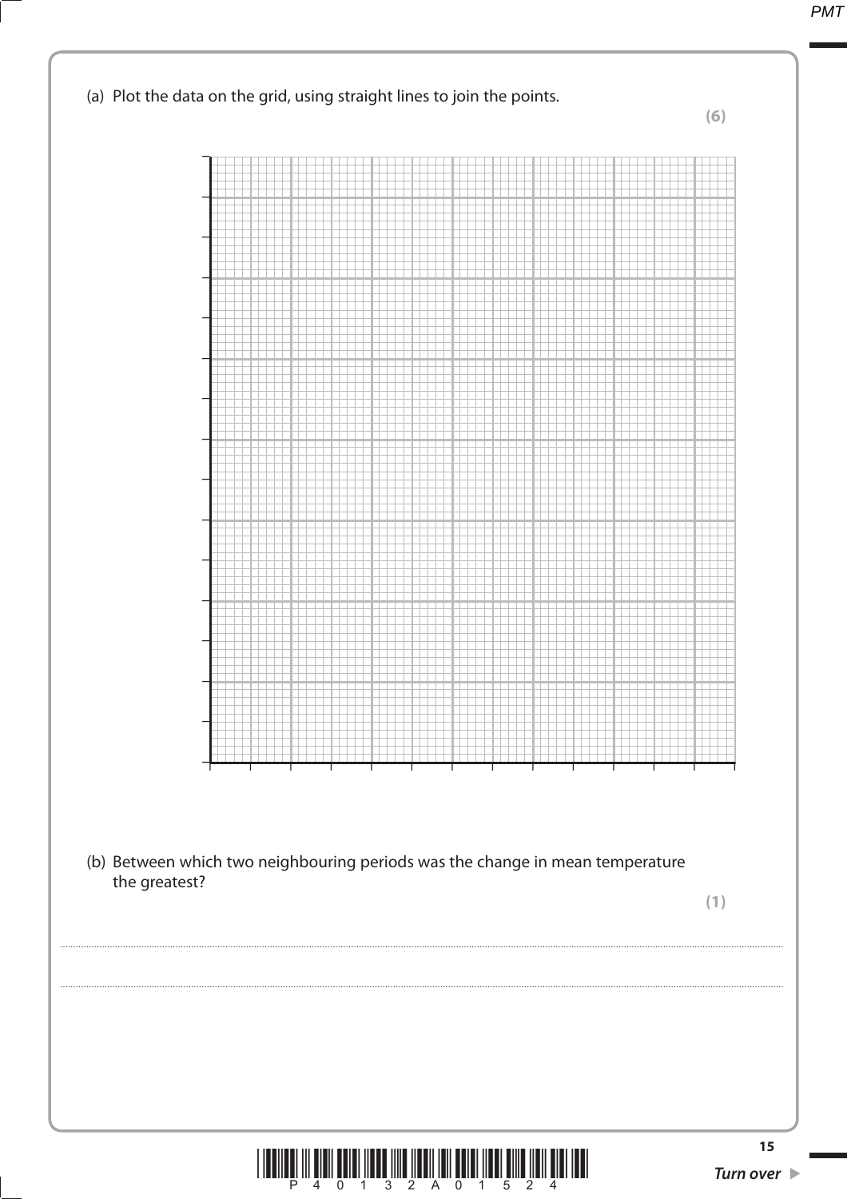(a) Plot the data on the grid, using straight lines to join the points.

**(6)**

(b) Between which two neighbouring periods was the change in mean temperature the greatest?

**(1)**

..............................................................................................................................................................................................................

..............................................................................................................................................................................................................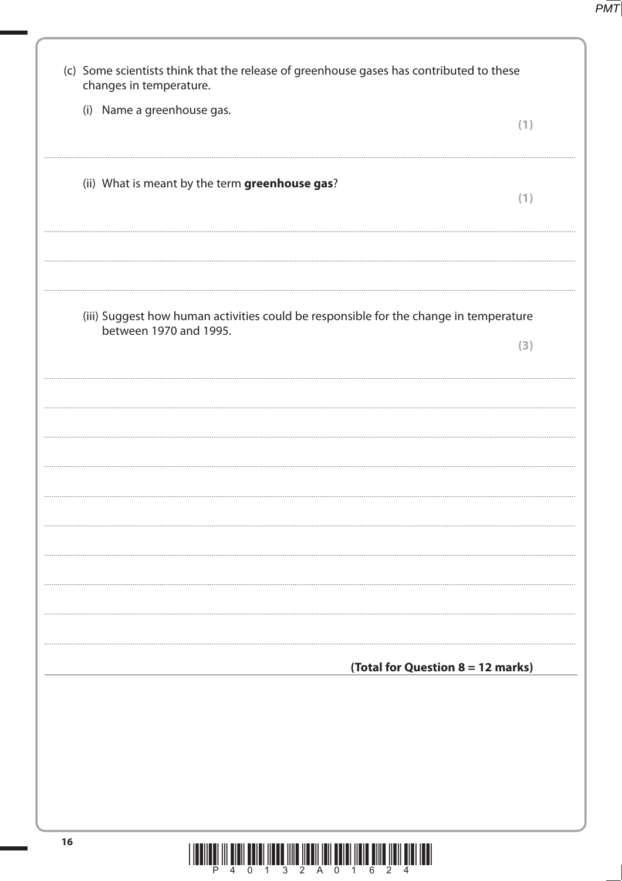(c) Some scientists think that the release of greenhouse gases has contributed to these changes in temperature.

(i) Name a greenhouse gas.
**(1)**

..............................................................................................................................................

(ii) What is meant by the term **greenhouse gas**?
**(1)**

..............................................................................................................................................

..............................................................................................................................................

..............................................................................................................................................

(iii) Suggest how human activities could be responsible for the change in temperature between 1970 and 1995.
**(3)**

..............................................................................................................................................

..............................................................................................................................................

..............................................................................................................................................

..............................................................................................................................................

..............................................................................................................................................

..............................................................................................................................................

..............................................................................................................................................

..............................................................................................................................................

**(Total for Question 8 = 12 marks)**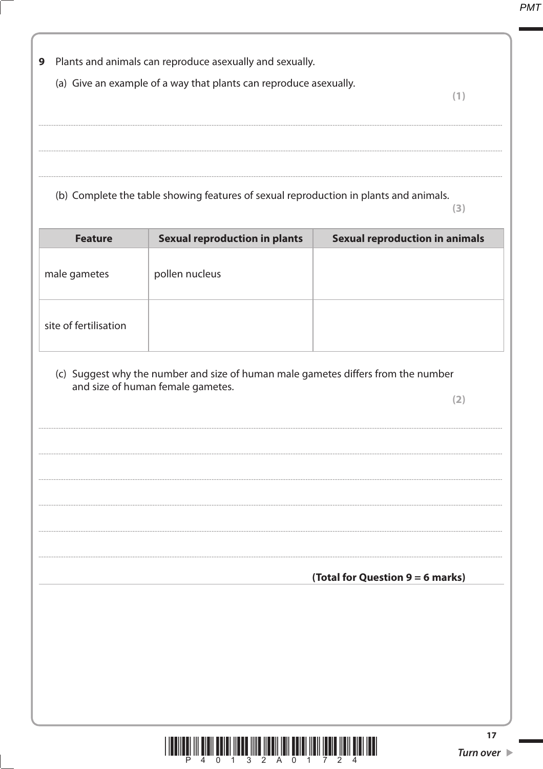**9** Plants and animals can reproduce asexually and sexually.

(a) Give an example of a way that plants can reproduce asexually.

**(1)**

..............................................................................................................................................

..............................................................................................................................................

..............................................................................................................................................

(b) Complete the table showing features of sexual reproduction in plants and animals.

**(3)**

| Feature | Sexual reproduction in plants | Sexual reproduction in animals |
|---|---|---|
| male gametes | pollen nucleus | |
| site of fertilisation | | |

(c) Suggest why the number and size of human male gametes differs from the number and size of human female gametes.

**(2)**

..............................................................................................................................................

..............................................................................................................................................

..............................................................................................................................................

..............................................................................................................................................

..............................................................................................................................................

..............................................................................................................................................

**(Total for Question 9 = 6 marks)**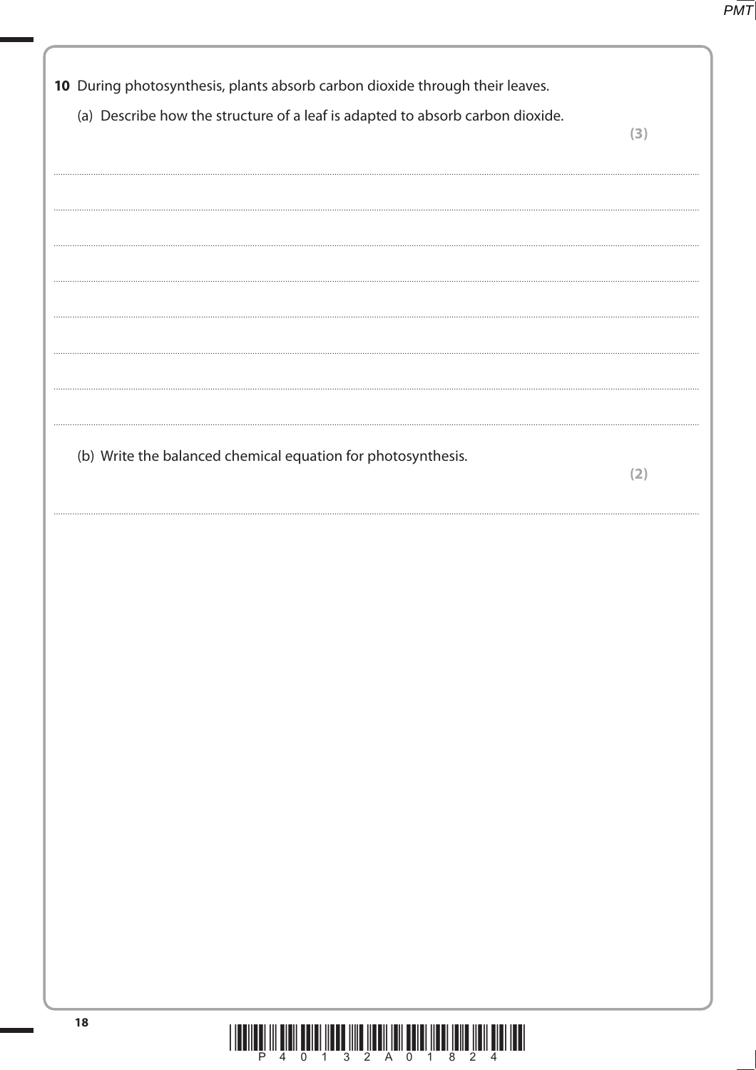**10** During photosynthesis, plants absorb carbon dioxide through their leaves.

(a) Describe how the structure of a leaf is adapted to absorb carbon dioxide.

**(3)**

(b) Write the balanced chemical equation for photosynthesis.

**(2)**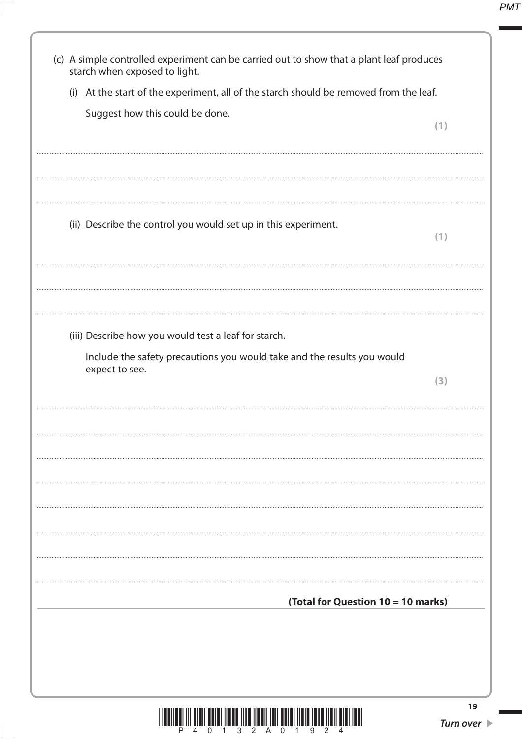(c) A simple controlled experiment can be carried out to show that a plant leaf produces starch when exposed to light.

(i) At the start of the experiment, all of the starch should be removed from the leaf.

Suggest how this could be done.

**(1)**

..............................................................................................................................................

..............................................................................................................................................

..............................................................................................................................................

(ii) Describe the control you would set up in this experiment.

**(1)**

..............................................................................................................................................

..............................................................................................................................................

..............................................................................................................................................

(iii) Describe how you would test a leaf for starch.

Include the safety precautions you would take and the results you would expect to see.

**(3)**

..............................................................................................................................................

..............................................................................................................................................

..............................................................................................................................................

..............................................................................................................................................

..............................................................................................................................................

..............................................................................................................................................

..............................................................................................................................................

**(Total for Question 10 = 10 marks)**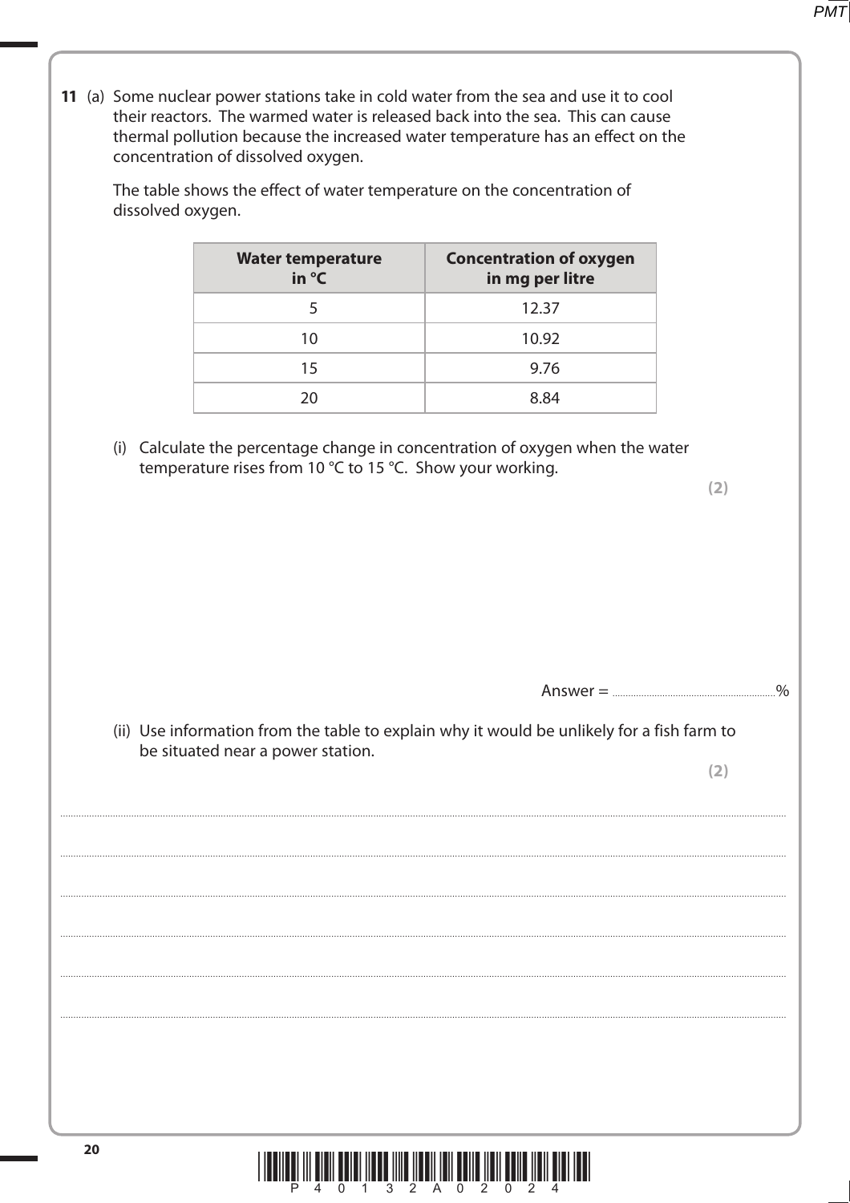**11** (a) Some nuclear power stations take in cold water from the sea and use it to cool their reactors. The warmed water is released back into the sea. This can cause thermal pollution because the increased water temperature has an effect on the concentration of dissolved oxygen.

The table shows the effect of water temperature on the concentration of dissolved oxygen.

| Water temperature in °C | Concentration of oxygen in mg per litre |
|---|---|
| 5 | 12.37 |
| 10 | 10.92 |
| 15 | 9.76 |
| 20 | 8.84 |

(i) Calculate the percentage change in concentration of oxygen when the water temperature rises from 10 °C to 15 °C. Show your working.

**(2)**

Answer = ............................................%

(ii) Use information from the table to explain why it would be unlikely for a fish farm to be situated near a power station.

**(2)**

..........................................................................................................................................................................................................

..........................................................................................................................................................................................................

..........................................................................................................................................................................................................

..........................................................................................................................................................................................................

..........................................................................................................................................................................................................

..........................................................................................................................................................................................................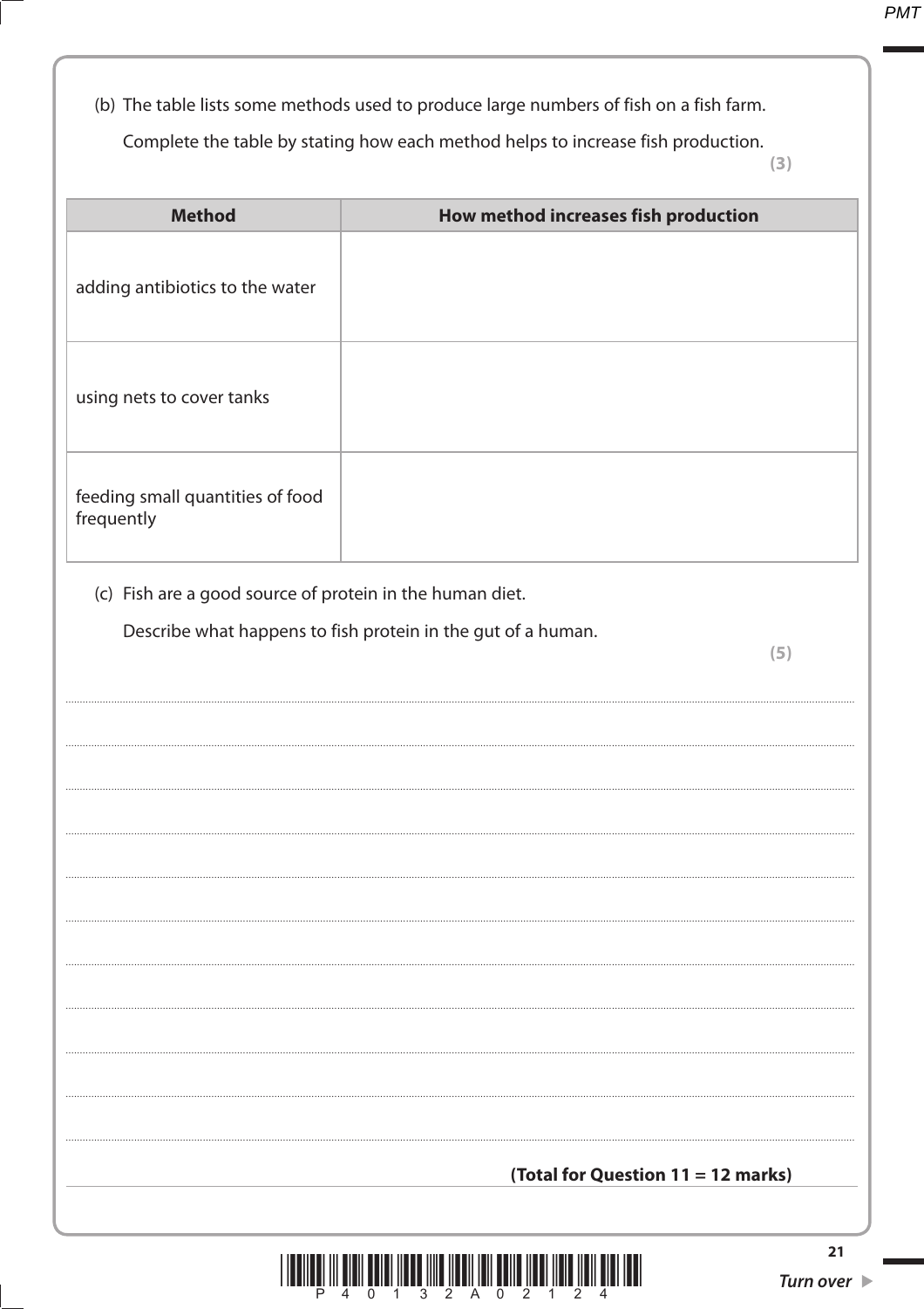(b) The table lists some methods used to produce large numbers of fish on a fish farm.

Complete the table by stating how each method helps to increase fish production.

**(3)**

| Method | How method increases fish production |
|---|---|
| adding antibiotics to the water | |
| using nets to cover tanks | |
| feeding small quantities of food frequently | |

(c) Fish are a good source of protein in the human diet.

Describe what happens to fish protein in the gut of a human.

**(5)**

..................................................................................................................................................................................................................

..................................................................................................................................................................................................................

..................................................................................................................................................................................................................

..................................................................................................................................................................................................................

..................................................................................................................................................................................................................

..................................................................................................................................................................................................................

..................................................................................................................................................................................................................

..................................................................................................................................................................................................................

..................................................................................................................................................................................................................

..................................................................................................................................................................................................................

**(Total for Question 11 = 12 marks)**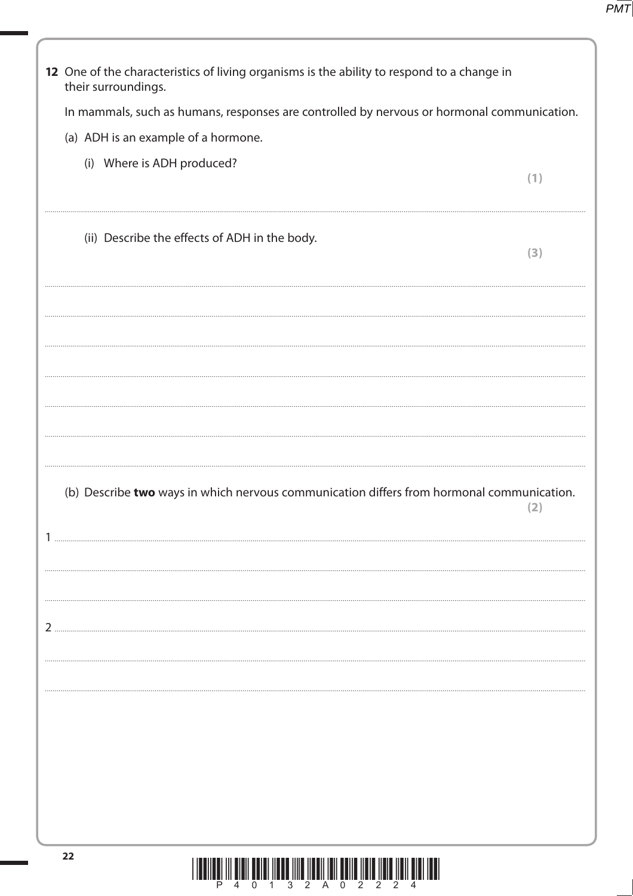**12** One of the characteristics of living organisms is the ability to respond to a change in their surroundings.

In mammals, such as humans, responses are controlled by nervous or hormonal communication.

(a) ADH is an example of a hormone.

(i) Where is ADH produced? **(1)**

..............................................................................................................................................

(ii) Describe the effects of ADH in the body. **(3)**

..............................................................................................................................................

..............................................................................................................................................

..............................................................................................................................................

..............................................................................................................................................

..............................................................................................................................................

..............................................................................................................................................

(b) Describe **two** ways in which nervous communication differs from hormonal communication. **(2)**

1 ..............................................................................................................................................

..............................................................................................................................................

..............................................................................................................................................

2 ..............................................................................................................................................

..............................................................................................................................................

..............................................................................................................................................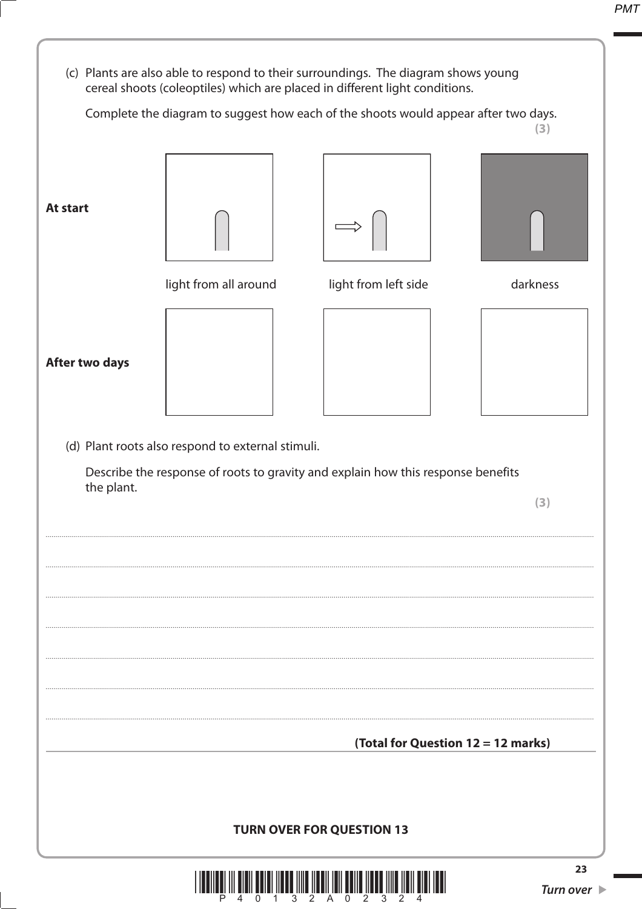(c) Plants are also able to respond to their surroundings. The diagram shows young cereal shoots (coleoptiles) which are placed in different light conditions.

Complete the diagram to suggest how each of the shoots would appear after two days.

**(3)**

**At start**

| light from all around | light from left side | darkness |
|---|---|---|

**After two days**

(d) Plant roots also respond to external stimuli.

Describe the response of roots to gravity and explain how this response benefits the plant.

**(3)**

.......................................................................................................................................................................................................

.......................................................................................................................................................................................................

.......................................................................................................................................................................................................

.......................................................................................................................................................................................................

.......................................................................................................................................................................................................

.......................................................................................................................................................................................................

.......................................................................................................................................................................................................

**(Total for Question 12 = 12 marks)**

**TURN OVER FOR QUESTION 13**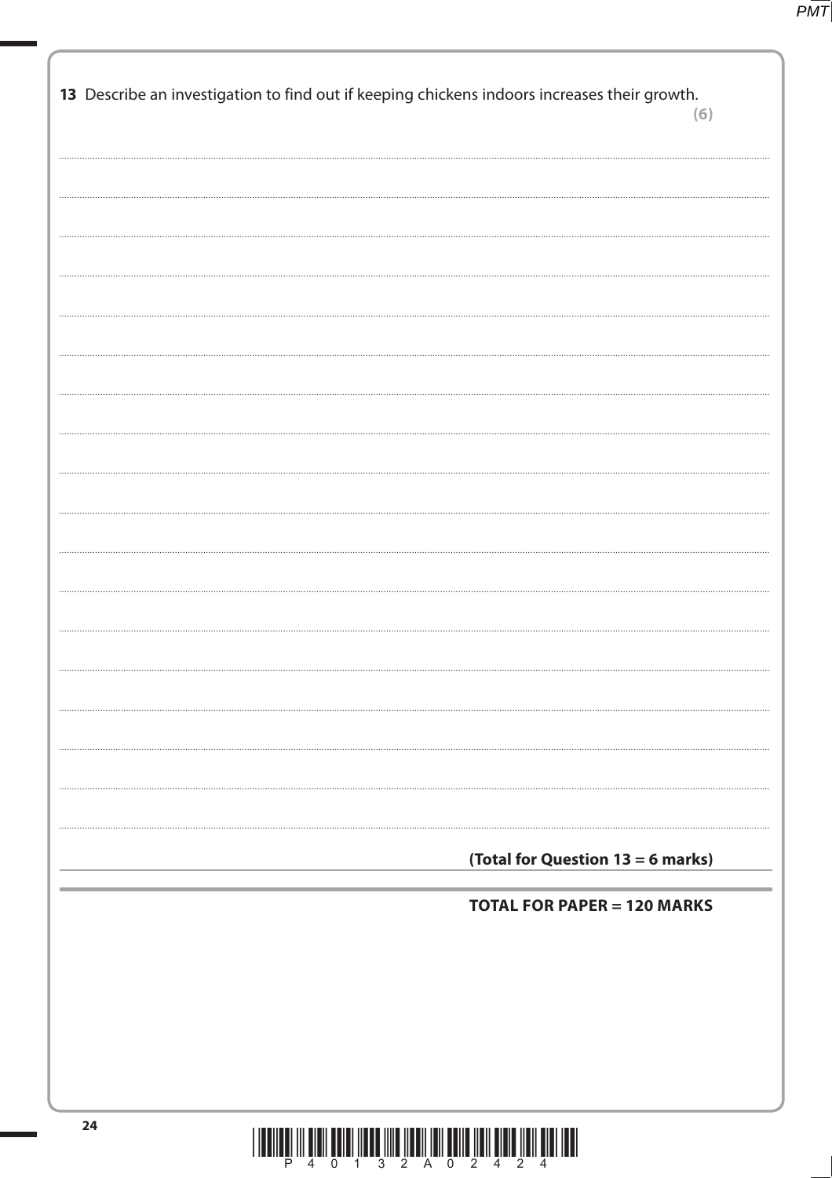**13** Describe an investigation to find out if keeping chickens indoors increases their growth.

**(6)**

**(Total for Question 13 = 6 marks)**

**TOTAL FOR PAPER = 120 MARKS**